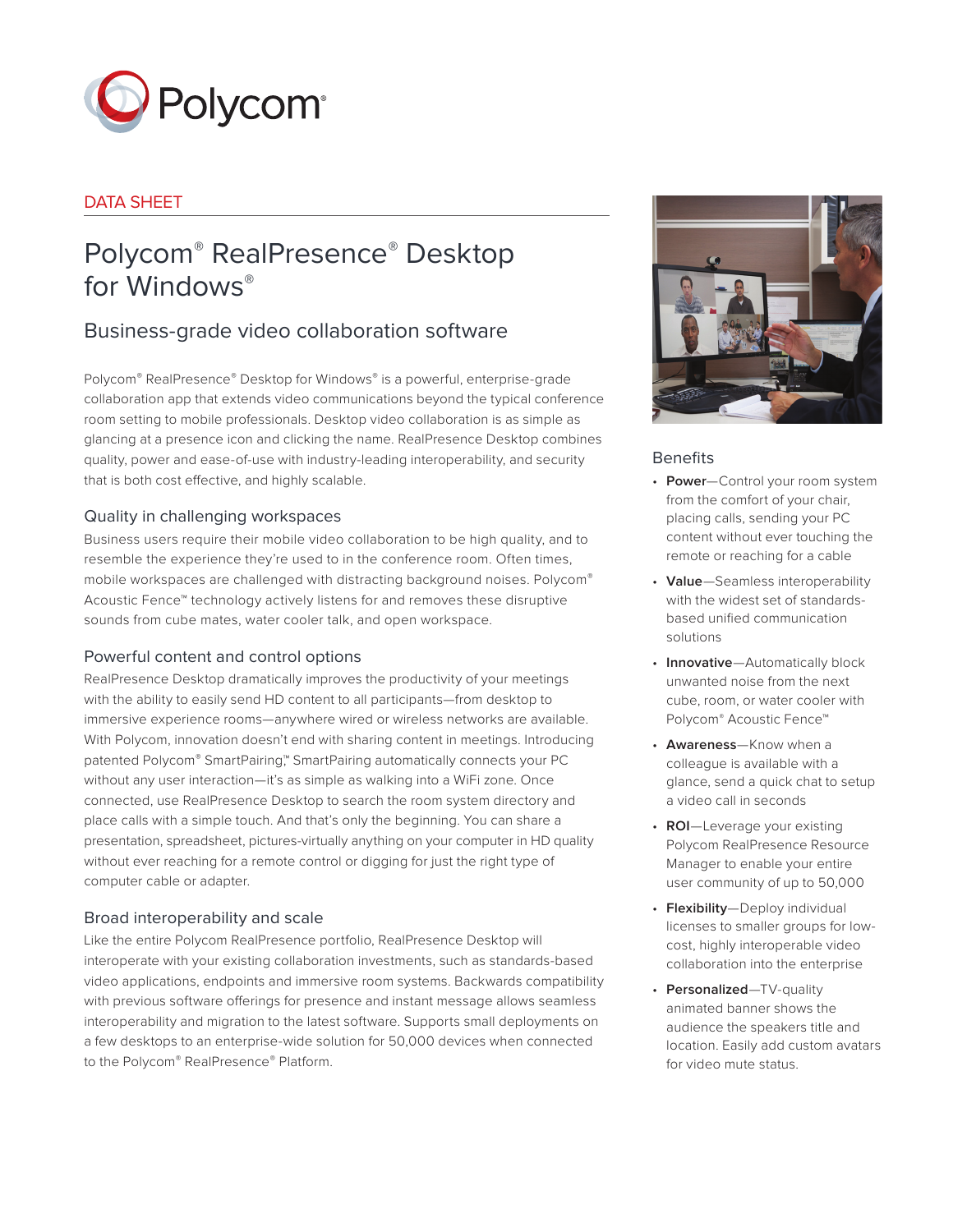DATA SHEET

# Polycom® RealPresence® Desktop for Windows®

## Business-grade video collaboration software

Polycom® RealPresence® Desktop for Windows® is a powerful, enterprise-grade collaboration app that extends video communications beyond the typical conference room setting to mobile professionals. Desktop video collaboration is as simple as glancing at a presence icon and clicking the name. RealPresence Desktop combines quality, power and ease-of-use with industry-leading interoperability, and security that is both cost effective, and highly scalable.

### Quality in challenging workspaces

Business users require their mobile video collaboration to be high quality, and to resemble the experience they're used to in the conference room. Often times, mobile workspaces are challenged with distracting background noises. Polycom® Acoustic Fence™ technology actively listens for and removes these disruptive sounds from cube mates, water cooler talk, and open workspace.

### Powerful content and control options

RealPresence Desktop dramatically improves the productivity of your meetings with the ability to easily send HD content to all participants—from desktop to immersive experience rooms—anywhere wired or wireless networks are available. With Polycom, innovation doesn't end with sharing content in meetings. Introducing patented Polycom® SmartPairing,™ SmartPairing automatically connects your PC without any user interaction—it's as simple as walking into a WiFi zone. Once connected, use RealPresence Desktop to search the room system directory and place calls with a simple touch. And that's only the beginning. You can share a presentation, spreadsheet, pictures-virtually anything on your computer in HD quality without ever reaching for a remote control or digging for just the right type of computer cable or adapter.

### Broad interoperability and scale

Like the entire Polycom RealPresence portfolio, RealPresence Desktop will interoperate with your existing collaboration investments, such as standards-based video applications, endpoints and immersive room systems. Backwards compatibility with previous software offerings for presence and instant message allows seamless interoperability and migration to the latest software. Supports small deployments on a few desktops to an enterprise-wide solution for 50,000 devices when connected to the Polycom® RealPresence® Platform.

### Benefits

- **Power**—Control your room system from the comfort of your chair, placing calls, sending your PC content without ever touching the remote or reaching for a cable
- **Value**—Seamless interoperability with the widest set of standards-based unified communication solutions
- **Innovative**—Automatically block unwanted noise from the next cube, room, or water cooler with Polycom® Acoustic Fence™
- **Awareness**—Know when a colleague is available with a glance, send a quick chat to setup a video call in seconds
- **ROI**—Leverage your existing Polycom RealPresence Resource Manager to enable your entire user community of up to 50,000
- **Flexibility**—Deploy individual licenses to smaller groups for low-cost, highly interoperable video collaboration into the enterprise
- **Personalized**—TV-quality animated banner shows the audience the speakers title and location. Easily add custom avatars for video mute status.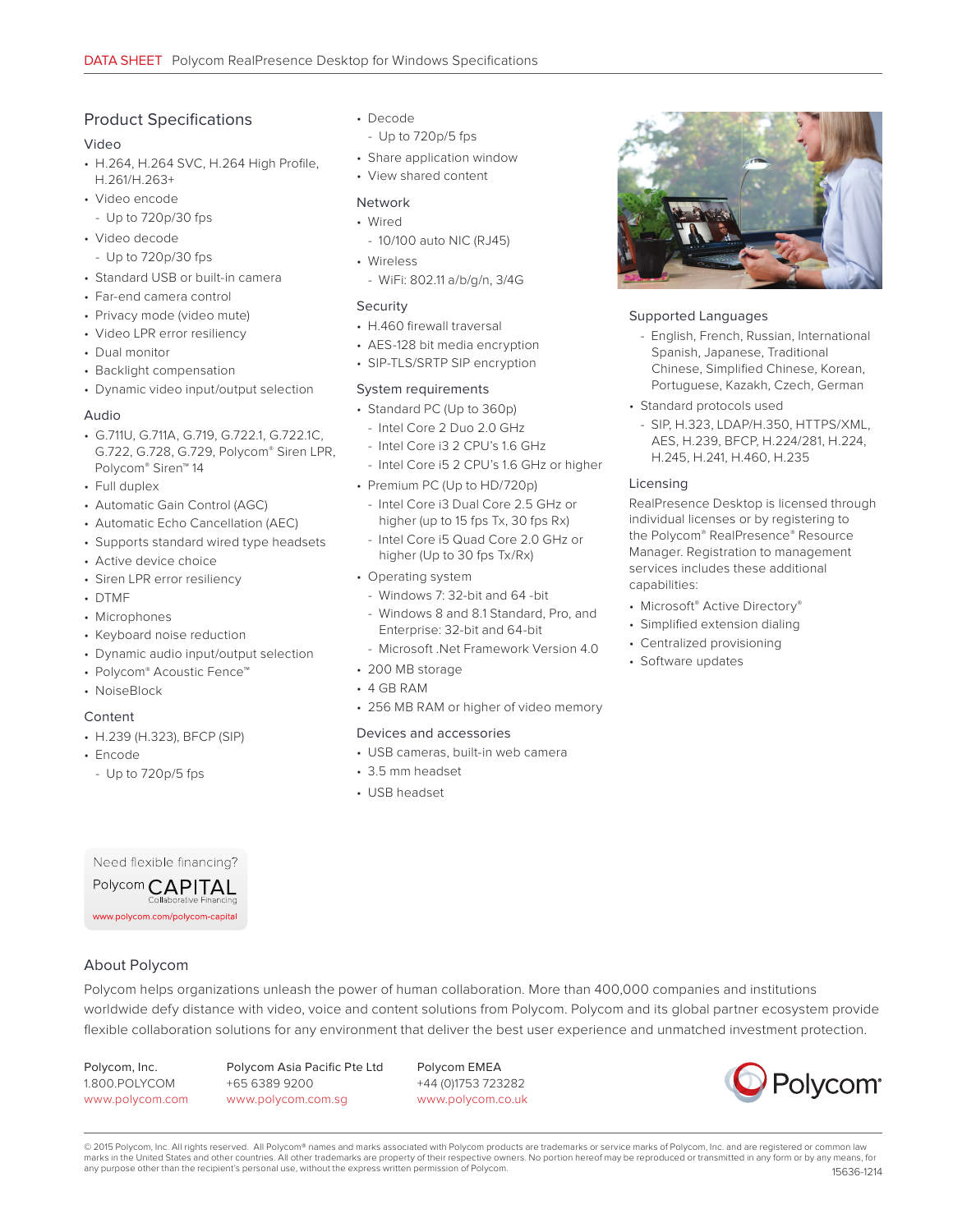## Product Specifications

### Video

- H.264, H.264 SVC, H.264 High Profile, H.261/H.263+
- Video encode
  - Up to 720p/30 fps
- Video decode
  - Up to 720p/30 fps
- Standard USB or built-in camera
- Far-end camera control
- Privacy mode (video mute)
- Video LPR error resiliency
- Dual monitor
- Backlight compensation
- Dynamic video input/output selection

### Audio

- G.711U, G.711A, G.719, G.722.1, G.722.1C, G.722, G.728, G.729, Polycom® Siren LPR, Polycom® Siren™ 14
- Full duplex
- Automatic Gain Control (AGC)
- Automatic Echo Cancellation (AEC)
- Supports standard wired type headsets
- Active device choice
- Siren LPR error resiliency
- DTMF
- Microphones
- Keyboard noise reduction
- Dynamic audio input/output selection
- Polycom® Acoustic Fence™
- NoiseBlock

### Content

- H.239 (H.323), BFCP (SIP)
- Encode
  - Up to 720p/5 fps
- Decode
  - Up to 720p/5 fps
- Share application window
- View shared content

### Network

- Wired
  - 10/100 auto NIC (RJ45)
- Wireless
  - WiFi: 802.11 a/b/g/n, 3/4G

### Security

- H.460 firewall traversal
- AES-128 bit media encryption
- SIP-TLS/SRTP SIP encryption

### System requirements

- Standard PC (Up to 360p)
  - Intel Core 2 Duo 2.0 GHz
  - Intel Core i3 2 CPU's 1.6 GHz
  - Intel Core i5 2 CPU's 1.6 GHz or higher
- Premium PC (Up to HD/720p)
  - Intel Core i3 Dual Core 2.5 GHz or higher (up to 15 fps Tx, 30 fps Rx)
  - Intel Core i5 Quad Core 2.0 GHz or higher (Up to 30 fps Tx/Rx)
- Operating system
  - Windows 7: 32-bit and 64 -bit
  - Windows 8 and 8.1 Standard, Pro, and Enterprise: 32-bit and 64-bit
  - Microsoft .Net Framework Version 4.0
- 200 MB storage
- 4 GB RAM
- 256 MB RAM or higher of video memory

### Devices and accessories

- USB cameras, built-in web camera
- 3.5 mm headset
- USB headset

### Supported Languages

- English, French, Russian, International Spanish, Japanese, Traditional Chinese, Simplified Chinese, Korean, Portuguese, Kazakh, Czech, German
- Standard protocols used
  - SIP, H.323, LDAP/H.350, HTTPS/XML, AES, H.239, BFCP, H.224/281, H.224, H.245, H.241, H.460, H.235

### Licensing

RealPresence Desktop is licensed through individual licenses or by registering to the Polycom® RealPresence® Resource Manager. Registration to management services includes these additional capabilities:

- Microsoft® Active Directory®
- Simplified extension dialing
- Centralized provisioning
- Software updates

Need flexible financing?
Polycom CAPITAL
Collaborative Financing
www.polycom.com/polycom-capital

## About Polycom

Polycom helps organizations unleash the power of human collaboration. More than 400,000 companies and institutions worldwide defy distance with video, voice and content solutions from Polycom. Polycom and its global partner ecosystem provide flexible collaboration solutions for any environment that deliver the best user experience and unmatched investment protection.

Polycom, Inc.
1.800.POLYCOM
www.polycom.com

Polycom Asia Pacific Pte Ltd
+65 6389 9200
www.polycom.com.sg

Polycom EMEA
+44 (0)1753 723282
www.polycom.co.uk

© 2015 Polycom, Inc. All rights reserved. All Polycom® names and marks associated with Polycom products are trademarks or service marks of Polycom, Inc. and are registered or common law marks in the United States and other countries. All other trademarks are property of their respective owners. No portion hereof may be reproduced or transmitted in any form or by any means, for any purpose other than the recipient's personal use, without the express written permission of Polycom.

15636-1214